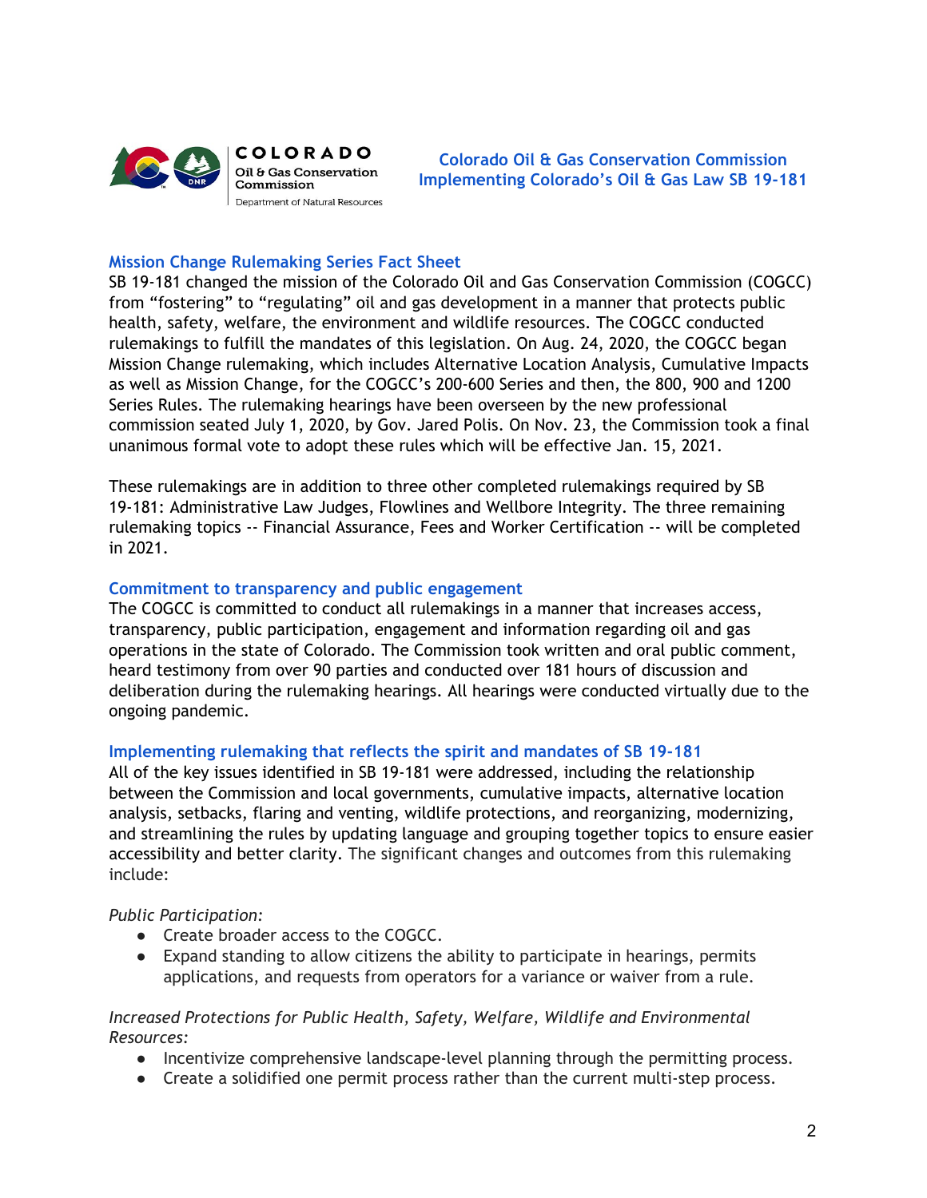COLORADO
Oil & Gas Conservation Commission
Department of Natural Resources

**Colorado Oil & Gas Conservation Commission**
**Implementing Colorado's Oil & Gas Law SB 19-181**

## Mission Change Rulemaking Series Fact Sheet

SB 19-181 changed the mission of the Colorado Oil and Gas Conservation Commission (COGCC) from "fostering" to "regulating" oil and gas development in a manner that protects public health, safety, welfare, the environment and wildlife resources. The COGCC conducted rulemakings to fulfill the mandates of this legislation. On Aug. 24, 2020, the COGCC began Mission Change rulemaking, which includes Alternative Location Analysis, Cumulative Impacts as well as Mission Change, for the COGCC's 200-600 Series and then, the 800, 900 and 1200 Series Rules. The rulemaking hearings have been overseen by the new professional commission seated July 1, 2020, by Gov. Jared Polis. On Nov. 23, the Commission took a final unanimous formal vote to adopt these rules which will be effective Jan. 15, 2021.

These rulemakings are in addition to three other completed rulemakings required by SB 19-181: Administrative Law Judges, Flowlines and Wellbore Integrity. The three remaining rulemaking topics -- Financial Assurance, Fees and Worker Certification -- will be completed in 2021.

## Commitment to transparency and public engagement

The COGCC is committed to conduct all rulemakings in a manner that increases access, transparency, public participation, engagement and information regarding oil and gas operations in the state of Colorado. The Commission took written and oral public comment, heard testimony from over 90 parties and conducted over 181 hours of discussion and deliberation during the rulemaking hearings. All hearings were conducted virtually due to the ongoing pandemic.

## Implementing rulemaking that reflects the spirit and mandates of SB 19-181

All of the key issues identified in SB 19-181 were addressed, including the relationship between the Commission and local governments, cumulative impacts, alternative location analysis, setbacks, flaring and venting, wildlife protections, and reorganizing, modernizing, and streamlining the rules by updating language and grouping together topics to ensure easier accessibility and better clarity. The significant changes and outcomes from this rulemaking include:

*Public Participation:*

- Create broader access to the COGCC.
- Expand standing to allow citizens the ability to participate in hearings, permits applications, and requests from operators for a variance or waiver from a rule.

*Increased Protections for Public Health, Safety, Welfare, Wildlife and Environmental Resources:*

- Incentivize comprehensive landscape-level planning through the permitting process.
- Create a solidified one permit process rather than the current multi-step process.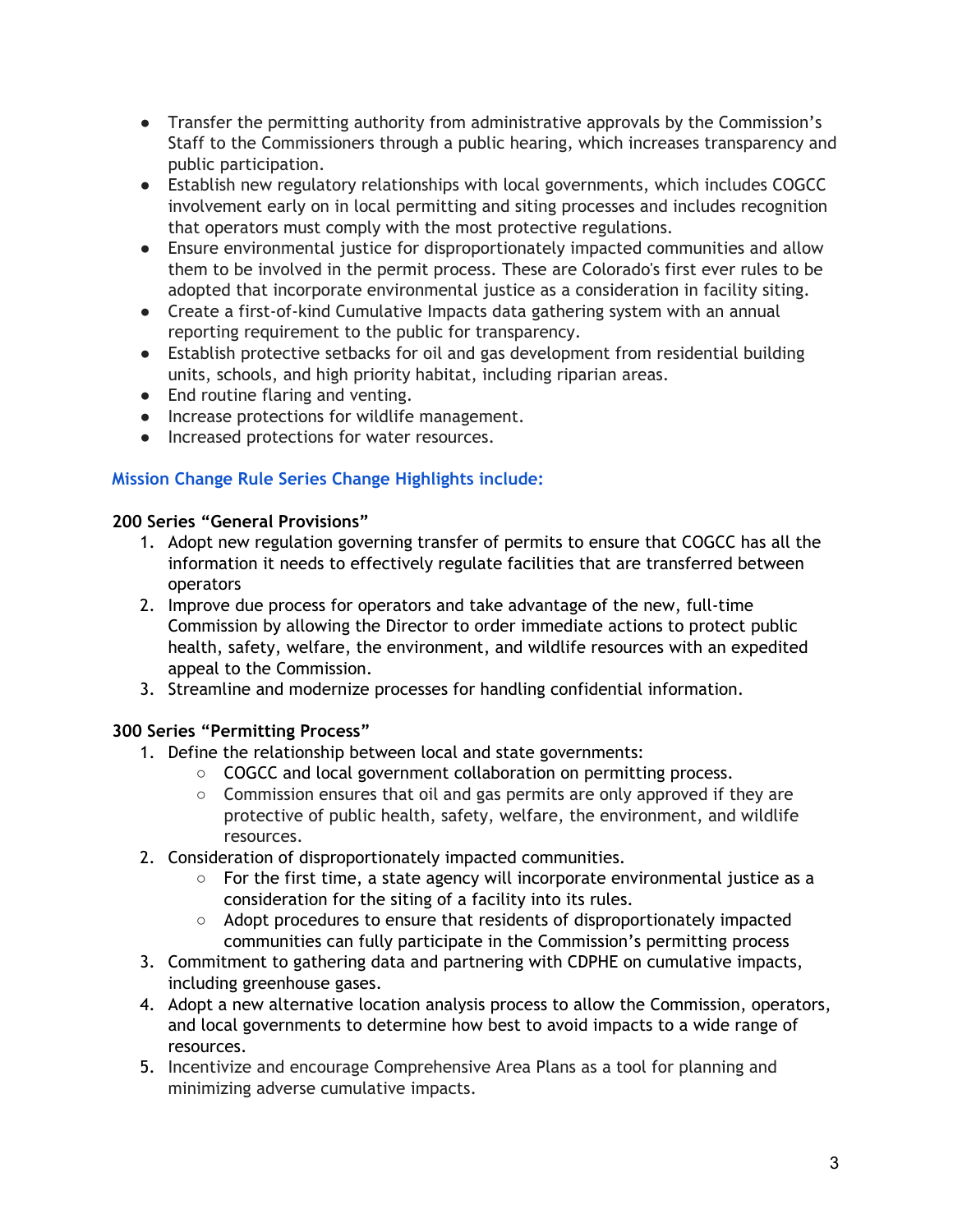- Transfer the permitting authority from administrative approvals by the Commission's Staff to the Commissioners through a public hearing, which increases transparency and public participation.
- Establish new regulatory relationships with local governments, which includes COGCC involvement early on in local permitting and siting processes and includes recognition that operators must comply with the most protective regulations.
- Ensure environmental justice for disproportionately impacted communities and allow them to be involved in the permit process. These are Colorado's first ever rules to be adopted that incorporate environmental justice as a consideration in facility siting.
- Create a first-of-kind Cumulative Impacts data gathering system with an annual reporting requirement to the public for transparency.
- Establish protective setbacks for oil and gas development from residential building units, schools, and high priority habitat, including riparian areas.
- End routine flaring and venting.
- Increase protections for wildlife management.
- Increased protections for water resources.

## Mission Change Rule Series Change Highlights include:

**200 Series "General Provisions"**

1. Adopt new regulation governing transfer of permits to ensure that COGCC has all the information it needs to effectively regulate facilities that are transferred between operators
2. Improve due process for operators and take advantage of the new, full-time Commission by allowing the Director to order immediate actions to protect public health, safety, welfare, the environment, and wildlife resources with an expedited appeal to the Commission.
3. Streamline and modernize processes for handling confidential information.

**300 Series "Permitting Process"**

1. Define the relationship between local and state governments:
   - COGCC and local government collaboration on permitting process.
   - Commission ensures that oil and gas permits are only approved if they are protective of public health, safety, welfare, the environment, and wildlife resources.
2. Consideration of disproportionately impacted communities.
   - For the first time, a state agency will incorporate environmental justice as a consideration for the siting of a facility into its rules.
   - Adopt procedures to ensure that residents of disproportionately impacted communities can fully participate in the Commission's permitting process
3. Commitment to gathering data and partnering with CDPHE on cumulative impacts, including greenhouse gases.
4. Adopt a new alternative location analysis process to allow the Commission, operators, and local governments to determine how best to avoid impacts to a wide range of resources.
5. Incentivize and encourage Comprehensive Area Plans as a tool for planning and minimizing adverse cumulative impacts.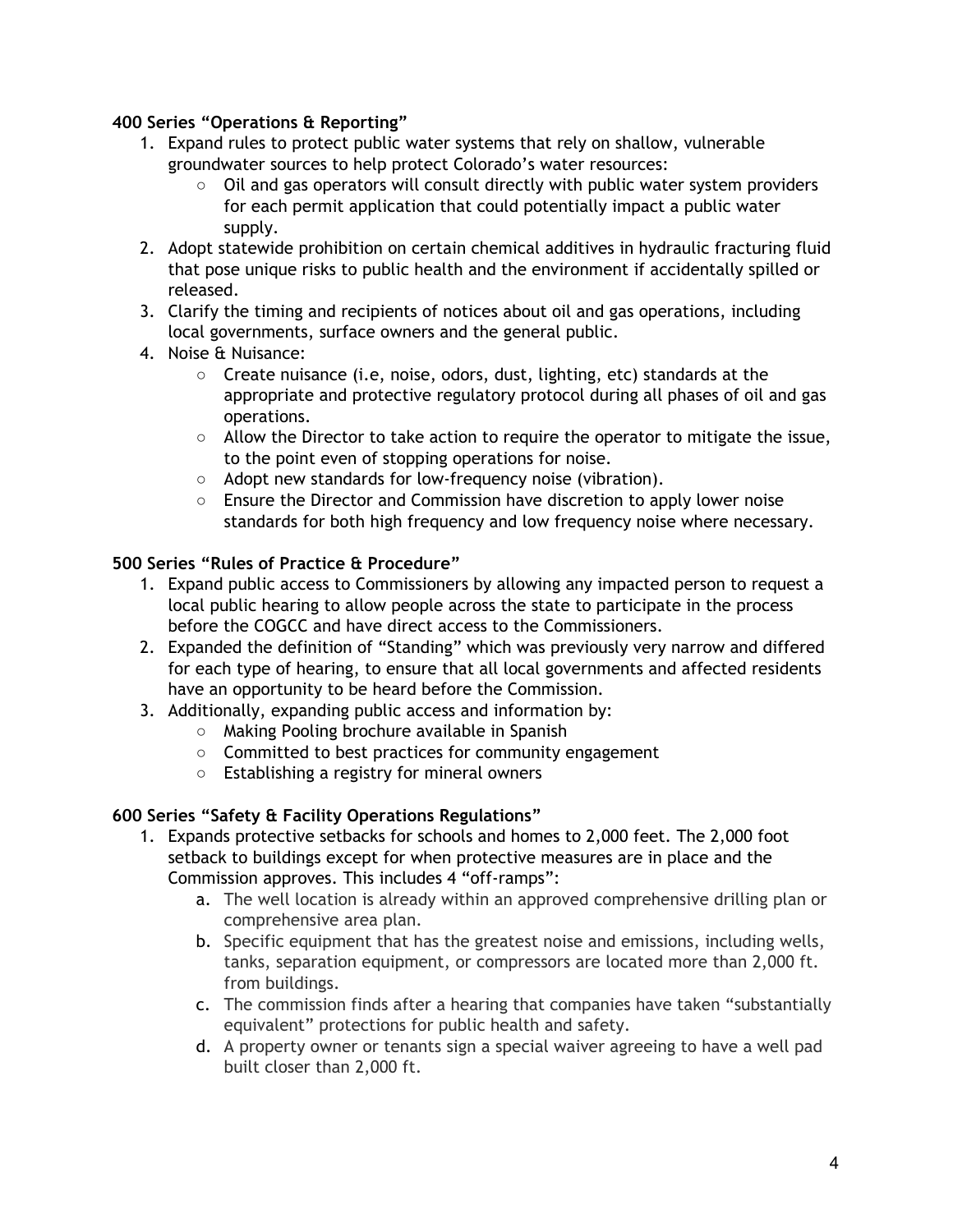**400 Series "Operations & Reporting"**

1. Expand rules to protect public water systems that rely on shallow, vulnerable groundwater sources to help protect Colorado's water resources:
   - Oil and gas operators will consult directly with public water system providers for each permit application that could potentially impact a public water supply.
2. Adopt statewide prohibition on certain chemical additives in hydraulic fracturing fluid that pose unique risks to public health and the environment if accidentally spilled or released.
3. Clarify the timing and recipients of notices about oil and gas operations, including local governments, surface owners and the general public.
4. Noise & Nuisance:
   - Create nuisance (i.e, noise, odors, dust, lighting, etc) standards at the appropriate and protective regulatory protocol during all phases of oil and gas operations.
   - Allow the Director to take action to require the operator to mitigate the issue, to the point even of stopping operations for noise.
   - Adopt new standards for low-frequency noise (vibration).
   - Ensure the Director and Commission have discretion to apply lower noise standards for both high frequency and low frequency noise where necessary.

**500 Series "Rules of Practice & Procedure"**

1. Expand public access to Commissioners by allowing any impacted person to request a local public hearing to allow people across the state to participate in the process before the COGCC and have direct access to the Commissioners.
2. Expanded the definition of "Standing" which was previously very narrow and differed for each type of hearing, to ensure that all local governments and affected residents have an opportunity to be heard before the Commission.
3. Additionally, expanding public access and information by:
   - Making Pooling brochure available in Spanish
   - Committed to best practices for community engagement
   - Establishing a registry for mineral owners

**600 Series "Safety & Facility Operations Regulations"**

1. Expands protective setbacks for schools and homes to 2,000 feet. The 2,000 foot setback to buildings except for when protective measures are in place and the Commission approves. This includes 4 "off-ramps":
   a. The well location is already within an approved comprehensive drilling plan or comprehensive area plan.
   b. Specific equipment that has the greatest noise and emissions, including wells, tanks, separation equipment, or compressors are located more than 2,000 ft. from buildings.
   c. The commission finds after a hearing that companies have taken "substantially equivalent" protections for public health and safety.
   d. A property owner or tenants sign a special waiver agreeing to have a well pad built closer than 2,000 ft.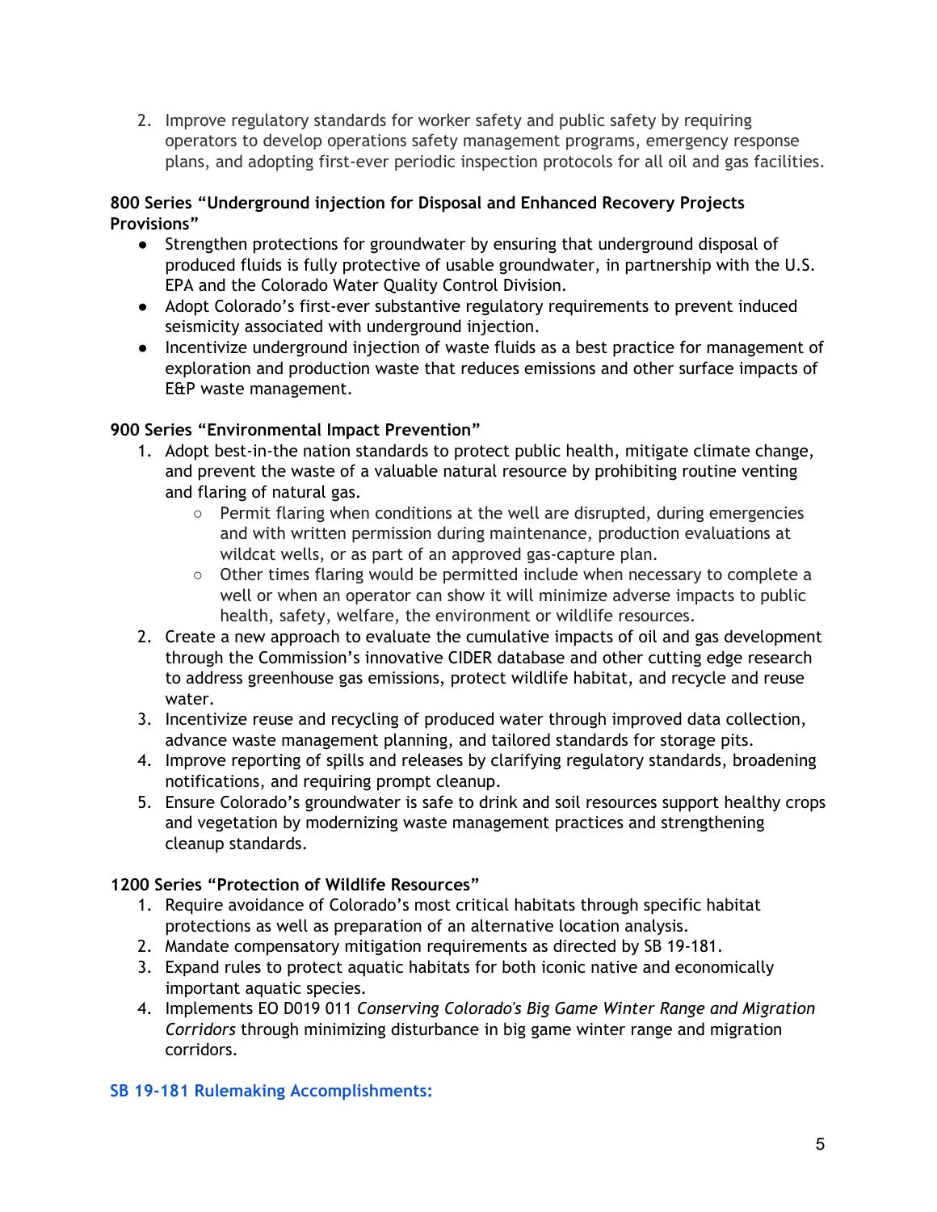2. Improve regulatory standards for worker safety and public safety by requiring operators to develop operations safety management programs, emergency response plans, and adopting first-ever periodic inspection protocols for all oil and gas facilities.

**800 Series "Underground injection for Disposal and Enhanced Recovery Projects Provisions"**

- Strengthen protections for groundwater by ensuring that underground disposal of produced fluids is fully protective of usable groundwater, in partnership with the U.S. EPA and the Colorado Water Quality Control Division.
- Adopt Colorado's first-ever substantive regulatory requirements to prevent induced seismicity associated with underground injection.
- Incentivize underground injection of waste fluids as a best practice for management of exploration and production waste that reduces emissions and other surface impacts of E&P waste management.

**900 Series "Environmental Impact Prevention"**

1. Adopt best-in-the nation standards to protect public health, mitigate climate change, and prevent the waste of a valuable natural resource by prohibiting routine venting and flaring of natural gas.
   - Permit flaring when conditions at the well are disrupted, during emergencies and with written permission during maintenance, production evaluations at wildcat wells, or as part of an approved gas-capture plan.
   - Other times flaring would be permitted include when necessary to complete a well or when an operator can show it will minimize adverse impacts to public health, safety, welfare, the environment or wildlife resources.
2. Create a new approach to evaluate the cumulative impacts of oil and gas development through the Commission's innovative CIDER database and other cutting edge research to address greenhouse gas emissions, protect wildlife habitat, and recycle and reuse water.
3. Incentivize reuse and recycling of produced water through improved data collection, advance waste management planning, and tailored standards for storage pits.
4. Improve reporting of spills and releases by clarifying regulatory standards, broadening notifications, and requiring prompt cleanup.
5. Ensure Colorado's groundwater is safe to drink and soil resources support healthy crops and vegetation by modernizing waste management practices and strengthening cleanup standards.

**1200 Series "Protection of Wildlife Resources"**

1. Require avoidance of Colorado's most critical habitats through specific habitat protections as well as preparation of an alternative location analysis.
2. Mandate compensatory mitigation requirements as directed by SB 19-181.
3. Expand rules to protect aquatic habitats for both iconic native and economically important aquatic species.
4. Implements EO D019 011 *Conserving Colorado's Big Game Winter Range and Migration Corridors* through minimizing disturbance in big game winter range and migration corridors.

### SB 19-181 Rulemaking Accomplishments: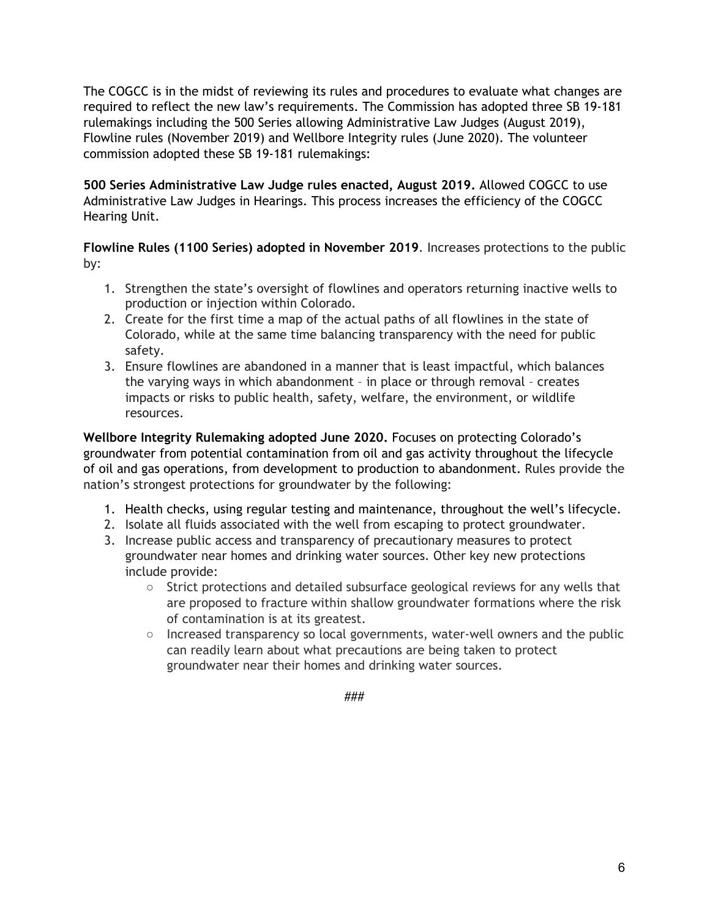The COGCC is in the midst of reviewing its rules and procedures to evaluate what changes are required to reflect the new law's requirements. The Commission has adopted three SB 19-181 rulemakings including the 500 Series allowing Administrative Law Judges (August 2019), Flowline rules (November 2019) and Wellbore Integrity rules (June 2020). The volunteer commission adopted these SB 19-181 rulemakings:

**500 Series Administrative Law Judge rules enacted, August 2019.** Allowed COGCC to use Administrative Law Judges in Hearings. This process increases the efficiency of the COGCC Hearing Unit.

**Flowline Rules (1100 Series) adopted in November 2019**. Increases protections to the public by:

1. Strengthen the state's oversight of flowlines and operators returning inactive wells to production or injection within Colorado.
2. Create for the first time a map of the actual paths of all flowlines in the state of Colorado, while at the same time balancing transparency with the need for public safety.
3. Ensure flowlines are abandoned in a manner that is least impactful, which balances the varying ways in which abandonment – in place or through removal – creates impacts or risks to public health, safety, welfare, the environment, or wildlife resources.

**Wellbore Integrity Rulemaking adopted June 2020.** Focuses on protecting Colorado's groundwater from potential contamination from oil and gas activity throughout the lifecycle of oil and gas operations, from development to production to abandonment. Rules provide the nation's strongest protections for groundwater by the following:

1. Health checks, using regular testing and maintenance, throughout the well's lifecycle.
2. Isolate all fluids associated with the well from escaping to protect groundwater.
3. Increase public access and transparency of precautionary measures to protect groundwater near homes and drinking water sources. Other key new protections include provide:
    - Strict protections and detailed subsurface geological reviews for any wells that are proposed to fracture within shallow groundwater formations where the risk of contamination is at its greatest.
    - Increased transparency so local governments, water-well owners and the public can readily learn about what precautions are being taken to protect groundwater near their homes and drinking water sources.

###